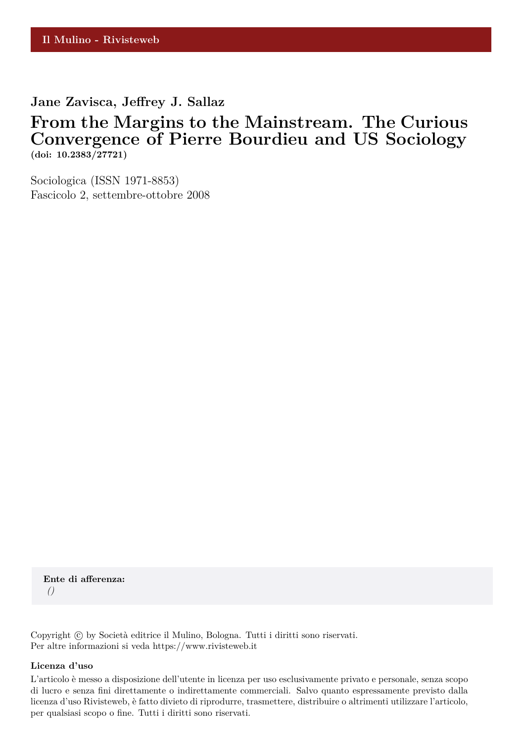Il Mulino - Rivisteweb

**Jane Zavisca, Jeffrey J. Sallaz**

# From the Margins to the Mainstream. The Curious Convergence of Pierre Bourdieu and US Sociology

**(doi: 10.2383/27721)**

Sociologica (ISSN 1971-8853)
Fascicolo 2, settembre-ottobre 2008

**Ente di afferenza:**
*()*

Copyright © by Società editrice il Mulino, Bologna. Tutti i diritti sono riservati.
Per altre informazioni si veda https://www.rivisteweb.it

**Licenza d'uso**

L'articolo è messo a disposizione dell'utente in licenza per uso esclusivamente privato e personale, senza scopo di lucro e senza fini direttamente o indirettamente commerciali. Salvo quanto espressamente previsto dalla licenza d'uso Rivisteweb, è fatto divieto di riprodurre, trasmettere, distribuire o altrimenti utilizzare l'articolo, per qualsiasi scopo o fine. Tutti i diritti sono riservati.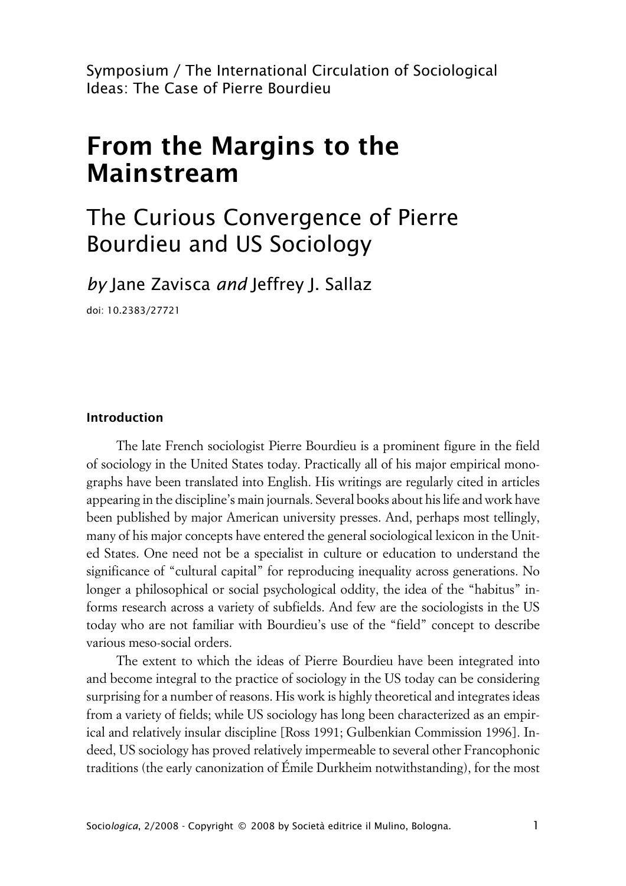Symposium / The International Circulation of Sociological Ideas: The Case of Pierre Bourdieu

# From the Margins to the Mainstream

## The Curious Convergence of Pierre Bourdieu and US Sociology

*by* Jane Zavisca *and* Jeffrey J. Sallaz

doi: 10.2383/27721

### Introduction

The late French sociologist Pierre Bourdieu is a prominent figure in the field of sociology in the United States today. Practically all of his major empirical monographs have been translated into English. His writings are regularly cited in articles appearing in the discipline's main journals. Several books about his life and work have been published by major American university presses. And, perhaps most tellingly, many of his major concepts have entered the general sociological lexicon in the United States. One need not be a specialist in culture or education to understand the significance of "cultural capital" for reproducing inequality across generations. No longer a philosophical or social psychological oddity, the idea of the "habitus" informs research across a variety of subfields. And few are the sociologists in the US today who are not familiar with Bourdieu's use of the "field" concept to describe various meso-social orders.

The extent to which the ideas of Pierre Bourdieu have been integrated into and become integral to the practice of sociology in the US today can be considering surprising for a number of reasons. His work is highly theoretical and integrates ideas from a variety of fields; while US sociology has long been characterized as an empirical and relatively insular discipline [Ross 1991; Gulbenkian Commission 1996]. Indeed, US sociology has proved relatively impermeable to several other Francophonic traditions (the early canonization of Émile Durkheim notwithstanding), for the most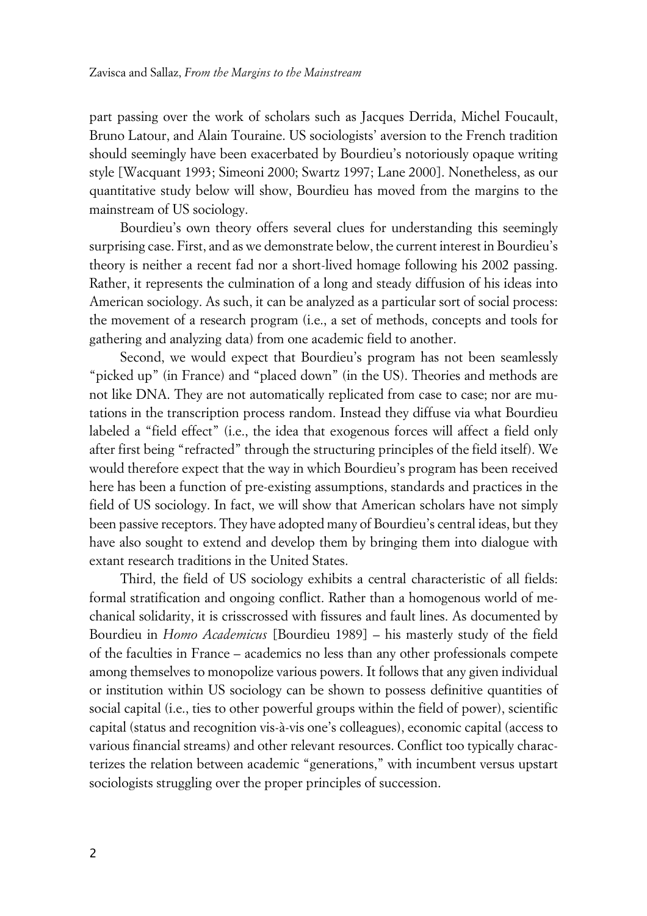part passing over the work of scholars such as Jacques Derrida, Michel Foucault, Bruno Latour, and Alain Touraine. US sociologists' aversion to the French tradition should seemingly have been exacerbated by Bourdieu's notoriously opaque writing style [Wacquant 1993; Simeoni 2000; Swartz 1997; Lane 2000]. Nonetheless, as our quantitative study below will show, Bourdieu has moved from the margins to the mainstream of US sociology.

Bourdieu's own theory offers several clues for understanding this seemingly surprising case. First, and as we demonstrate below, the current interest in Bourdieu's theory is neither a recent fad nor a short-lived homage following his 2002 passing. Rather, it represents the culmination of a long and steady diffusion of his ideas into American sociology. As such, it can be analyzed as a particular sort of social process: the movement of a research program (i.e., a set of methods, concepts and tools for gathering and analyzing data) from one academic field to another.

Second, we would expect that Bourdieu's program has not been seamlessly "picked up" (in France) and "placed down" (in the US). Theories and methods are not like DNA. They are not automatically replicated from case to case; nor are mutations in the transcription process random. Instead they diffuse via what Bourdieu labeled a "field effect" (i.e., the idea that exogenous forces will affect a field only after first being "refracted" through the structuring principles of the field itself). We would therefore expect that the way in which Bourdieu's program has been received here has been a function of pre-existing assumptions, standards and practices in the field of US sociology. In fact, we will show that American scholars have not simply been passive receptors. They have adopted many of Bourdieu's central ideas, but they have also sought to extend and develop them by bringing them into dialogue with extant research traditions in the United States.

Third, the field of US sociology exhibits a central characteristic of all fields: formal stratification and ongoing conflict. Rather than a homogenous world of mechanical solidarity, it is crisscrossed with fissures and fault lines. As documented by Bourdieu in *Homo Academicus* [Bourdieu 1989] – his masterly study of the field of the faculties in France – academics no less than any other professionals compete among themselves to monopolize various powers. It follows that any given individual or institution within US sociology can be shown to possess definitive quantities of social capital (i.e., ties to other powerful groups within the field of power), scientific capital (status and recognition vis-à-vis one's colleagues), economic capital (access to various financial streams) and other relevant resources. Conflict too typically characterizes the relation between academic "generations," with incumbent versus upstart sociologists struggling over the proper principles of succession.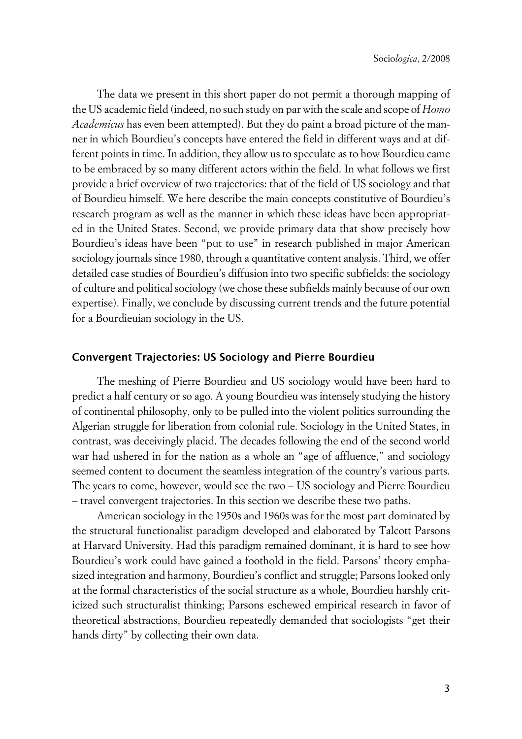The data we present in this short paper do not permit a thorough mapping of the US academic field (indeed, no such study on par with the scale and scope of *Homo Academicus* has even been attempted). But they do paint a broad picture of the manner in which Bourdieu's concepts have entered the field in different ways and at different points in time. In addition, they allow us to speculate as to how Bourdieu came to be embraced by so many different actors within the field. In what follows we first provide a brief overview of two trajectories: that of the field of US sociology and that of Bourdieu himself. We here describe the main concepts constitutive of Bourdieu's research program as well as the manner in which these ideas have been appropriated in the United States. Second, we provide primary data that show precisely how Bourdieu's ideas have been "put to use" in research published in major American sociology journals since 1980, through a quantitative content analysis. Third, we offer detailed case studies of Bourdieu's diffusion into two specific subfields: the sociology of culture and political sociology (we chose these subfields mainly because of our own expertise). Finally, we conclude by discussing current trends and the future potential for a Bourdieuian sociology in the US.

## Convergent Trajectories: US Sociology and Pierre Bourdieu

The meshing of Pierre Bourdieu and US sociology would have been hard to predict a half century or so ago. A young Bourdieu was intensely studying the history of continental philosophy, only to be pulled into the violent politics surrounding the Algerian struggle for liberation from colonial rule. Sociology in the United States, in contrast, was deceivingly placid. The decades following the end of the second world war had ushered in for the nation as a whole an "age of affluence," and sociology seemed content to document the seamless integration of the country's various parts. The years to come, however, would see the two – US sociology and Pierre Bourdieu – travel convergent trajectories. In this section we describe these two paths.

American sociology in the 1950s and 1960s was for the most part dominated by the structural functionalist paradigm developed and elaborated by Talcott Parsons at Harvard University. Had this paradigm remained dominant, it is hard to see how Bourdieu's work could have gained a foothold in the field. Parsons' theory emphasized integration and harmony, Bourdieu's conflict and struggle; Parsons looked only at the formal characteristics of the social structure as a whole, Bourdieu harshly criticized such structuralist thinking; Parsons eschewed empirical research in favor of theoretical abstractions, Bourdieu repeatedly demanded that sociologists "get their hands dirty" by collecting their own data.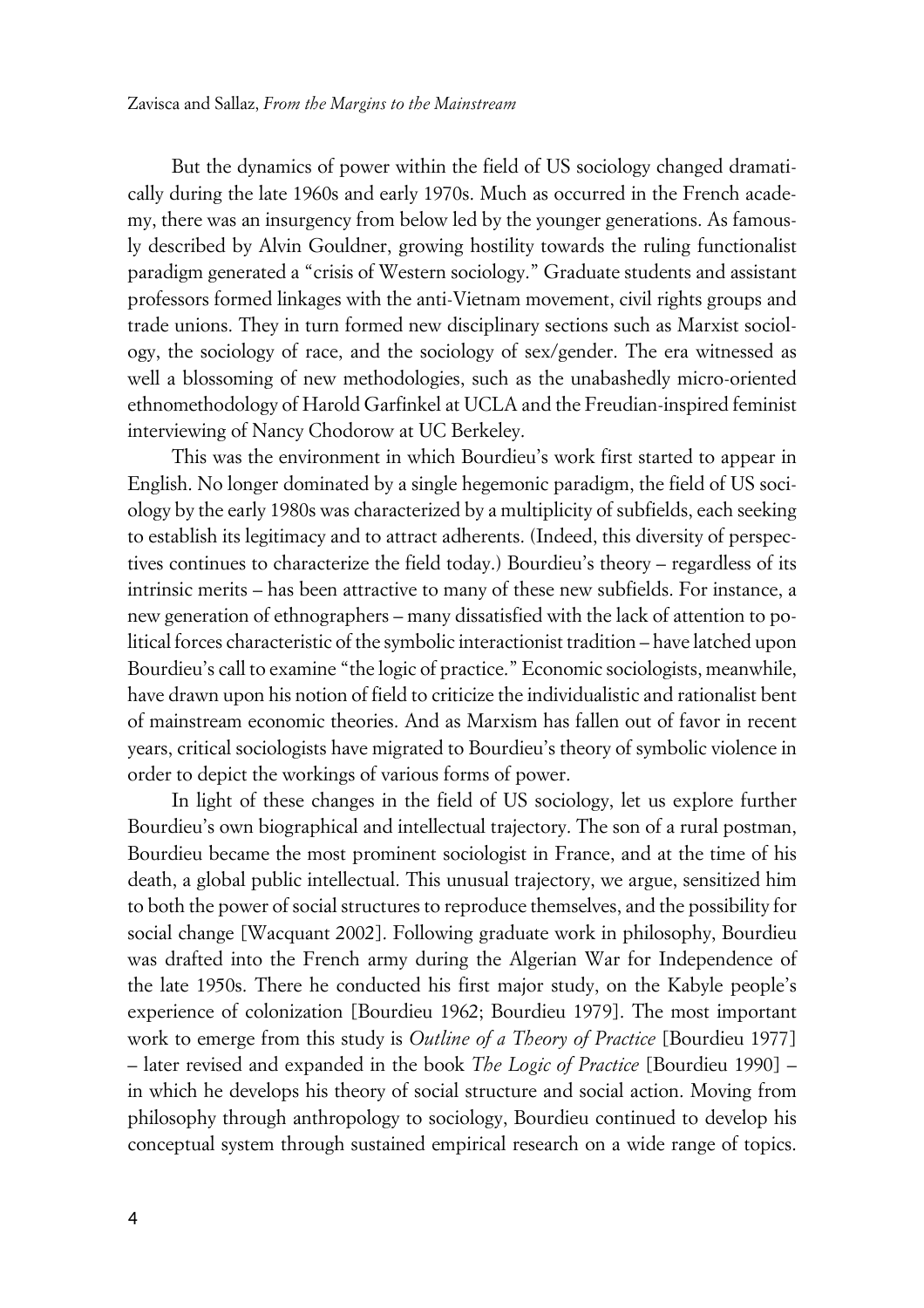But the dynamics of power within the field of US sociology changed dramatically during the late 1960s and early 1970s. Much as occurred in the French academy, there was an insurgency from below led by the younger generations. As famously described by Alvin Gouldner, growing hostility towards the ruling functionalist paradigm generated a "crisis of Western sociology." Graduate students and assistant professors formed linkages with the anti-Vietnam movement, civil rights groups and trade unions. They in turn formed new disciplinary sections such as Marxist sociology, the sociology of race, and the sociology of sex/gender. The era witnessed as well a blossoming of new methodologies, such as the unabashedly micro-oriented ethnomethodology of Harold Garfinkel at UCLA and the Freudian-inspired feminist interviewing of Nancy Chodorow at UC Berkeley.

This was the environment in which Bourdieu's work first started to appear in English. No longer dominated by a single hegemonic paradigm, the field of US sociology by the early 1980s was characterized by a multiplicity of subfields, each seeking to establish its legitimacy and to attract adherents. (Indeed, this diversity of perspectives continues to characterize the field today.) Bourdieu's theory – regardless of its intrinsic merits – has been attractive to many of these new subfields. For instance, a new generation of ethnographers – many dissatisfied with the lack of attention to political forces characteristic of the symbolic interactionist tradition – have latched upon Bourdieu's call to examine "the logic of practice." Economic sociologists, meanwhile, have drawn upon his notion of field to criticize the individualistic and rationalist bent of mainstream economic theories. And as Marxism has fallen out of favor in recent years, critical sociologists have migrated to Bourdieu's theory of symbolic violence in order to depict the workings of various forms of power.

In light of these changes in the field of US sociology, let us explore further Bourdieu's own biographical and intellectual trajectory. The son of a rural postman, Bourdieu became the most prominent sociologist in France, and at the time of his death, a global public intellectual. This unusual trajectory, we argue, sensitized him to both the power of social structures to reproduce themselves, and the possibility for social change [Wacquant 2002]. Following graduate work in philosophy, Bourdieu was drafted into the French army during the Algerian War for Independence of the late 1950s. There he conducted his first major study, on the Kabyle people's experience of colonization [Bourdieu 1962; Bourdieu 1979]. The most important work to emerge from this study is *Outline of a Theory of Practice* [Bourdieu 1977] – later revised and expanded in the book *The Logic of Practice* [Bourdieu 1990] – in which he develops his theory of social structure and social action. Moving from philosophy through anthropology to sociology, Bourdieu continued to develop his conceptual system through sustained empirical research on a wide range of topics.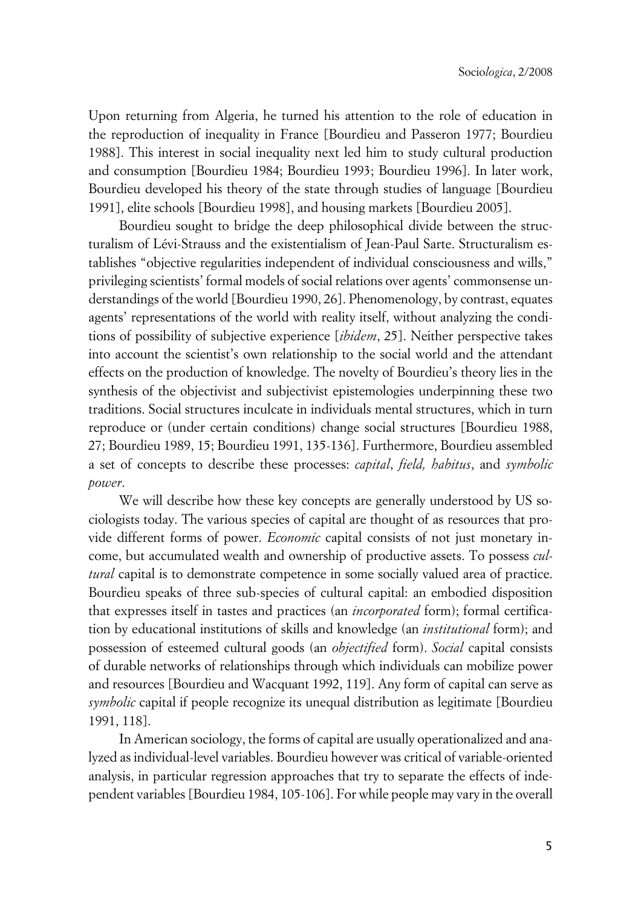Upon returning from Algeria, he turned his attention to the role of education in the reproduction of inequality in France [Bourdieu and Passeron 1977; Bourdieu 1988]. This interest in social inequality next led him to study cultural production and consumption [Bourdieu 1984; Bourdieu 1993; Bourdieu 1996]. In later work, Bourdieu developed his theory of the state through studies of language [Bourdieu 1991], elite schools [Bourdieu 1998], and housing markets [Bourdieu 2005].

Bourdieu sought to bridge the deep philosophical divide between the structuralism of Lévi-Strauss and the existentialism of Jean-Paul Sarte. Structuralism establishes "objective regularities independent of individual consciousness and wills," privileging scientists' formal models of social relations over agents' commonsense understandings of the world [Bourdieu 1990, 26]. Phenomenology, by contrast, equates agents' representations of the world with reality itself, without analyzing the conditions of possibility of subjective experience [*ibidem*, 25]. Neither perspective takes into account the scientist's own relationship to the social world and the attendant effects on the production of knowledge. The novelty of Bourdieu's theory lies in the synthesis of the objectivist and subjectivist epistemologies underpinning these two traditions. Social structures inculcate in individuals mental structures, which in turn reproduce or (under certain conditions) change social structures [Bourdieu 1988, 27; Bourdieu 1989, 15; Bourdieu 1991, 135-136]. Furthermore, Bourdieu assembled a set of concepts to describe these processes: *capital*, *field, habitus*, and *symbolic power*.

We will describe how these key concepts are generally understood by US sociologists today. The various species of capital are thought of as resources that provide different forms of power. *Economic* capital consists of not just monetary income, but accumulated wealth and ownership of productive assets. To possess *cultural* capital is to demonstrate competence in some socially valued area of practice. Bourdieu speaks of three sub-species of cultural capital: an embodied disposition that expresses itself in tastes and practices (an *incorporated* form); formal certification by educational institutions of skills and knowledge (an *institutional* form); and possession of esteemed cultural goods (an *objectified* form). *Social* capital consists of durable networks of relationships through which individuals can mobilize power and resources [Bourdieu and Wacquant 1992, 119]. Any form of capital can serve as *symbolic* capital if people recognize its unequal distribution as legitimate [Bourdieu 1991, 118].

In American sociology, the forms of capital are usually operationalized and analyzed as individual-level variables. Bourdieu however was critical of variable-oriented analysis, in particular regression approaches that try to separate the effects of independent variables [Bourdieu 1984, 105-106]. For while people may vary in the overall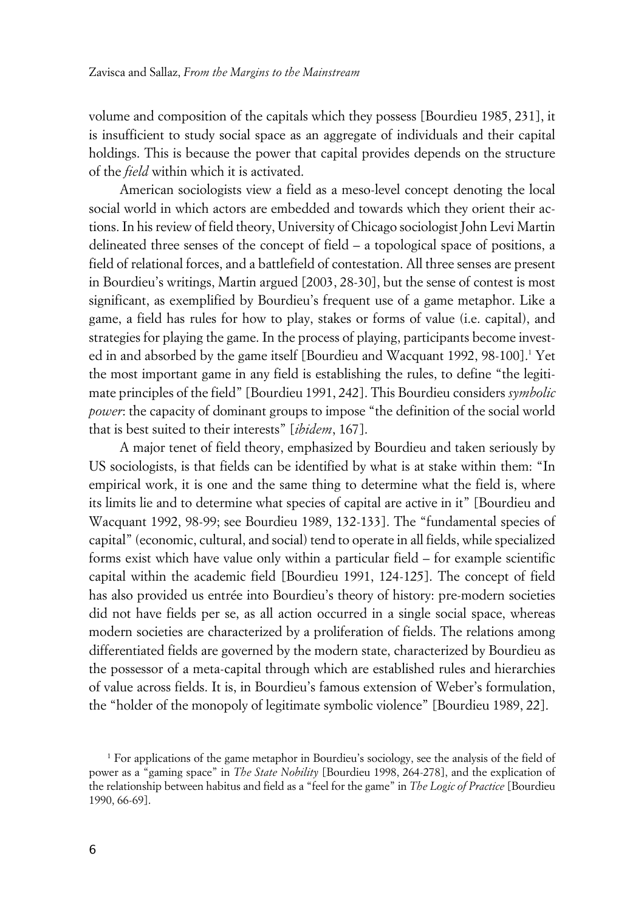volume and composition of the capitals which they possess [Bourdieu 1985, 231], it is insufficient to study social space as an aggregate of individuals and their capital holdings. This is because the power that capital provides depends on the structure of the *field* within which it is activated.

American sociologists view a field as a meso-level concept denoting the local social world in which actors are embedded and towards which they orient their actions. In his review of field theory, University of Chicago sociologist John Levi Martin delineated three senses of the concept of field – a topological space of positions, a field of relational forces, and a battlefield of contestation. All three senses are present in Bourdieu's writings, Martin argued [2003, 28-30], but the sense of contest is most significant, as exemplified by Bourdieu's frequent use of a game metaphor. Like a game, a field has rules for how to play, stakes or forms of value (i.e. capital), and strategies for playing the game. In the process of playing, participants become invested in and absorbed by the game itself [Bourdieu and Wacquant 1992, 98-100].[1] Yet the most important game in any field is establishing the rules, to define "the legitimate principles of the field" [Bourdieu 1991, 242]. This Bourdieu considers *symbolic power*: the capacity of dominant groups to impose "the definition of the social world that is best suited to their interests" [*ibidem*, 167].

A major tenet of field theory, emphasized by Bourdieu and taken seriously by US sociologists, is that fields can be identified by what is at stake within them: "In empirical work, it is one and the same thing to determine what the field is, where its limits lie and to determine what species of capital are active in it" [Bourdieu and Wacquant 1992, 98-99; see Bourdieu 1989, 132-133]. The "fundamental species of capital" (economic, cultural, and social) tend to operate in all fields, while specialized forms exist which have value only within a particular field – for example scientific capital within the academic field [Bourdieu 1991, 124-125]. The concept of field has also provided us entrée into Bourdieu's theory of history: pre-modern societies did not have fields per se, as all action occurred in a single social space, whereas modern societies are characterized by a proliferation of fields. The relations among differentiated fields are governed by the modern state, characterized by Bourdieu as the possessor of a meta-capital through which are established rules and hierarchies of value across fields. It is, in Bourdieu's famous extension of Weber's formulation, the "holder of the monopoly of legitimate symbolic violence" [Bourdieu 1989, 22].

[1] For applications of the game metaphor in Bourdieu's sociology, see the analysis of the field of power as a "gaming space" in *The State Nobility* [Bourdieu 1998, 264-278], and the explication of the relationship between habitus and field as a "feel for the game" in *The Logic of Practice* [Bourdieu 1990, 66-69].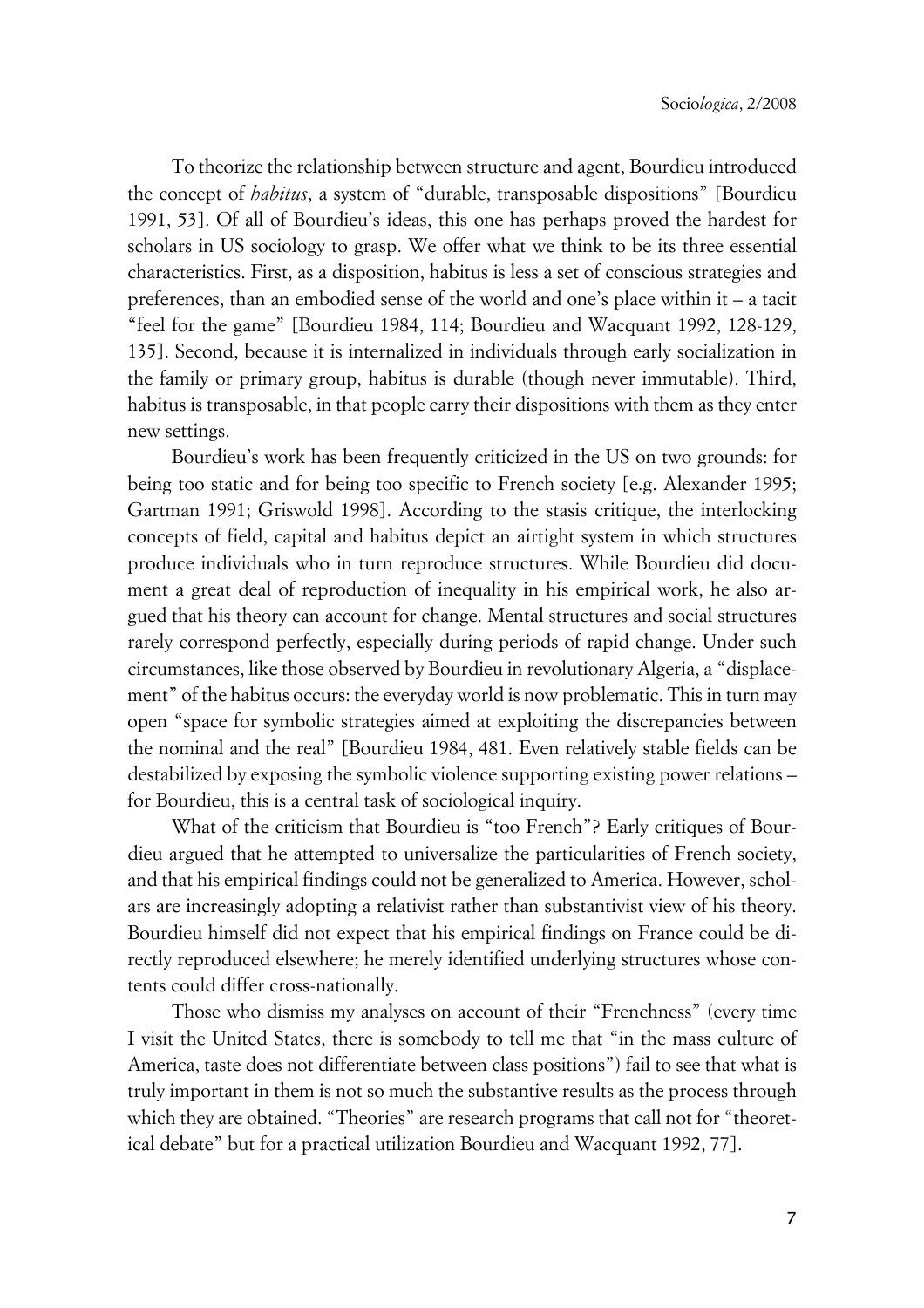To theorize the relationship between structure and agent, Bourdieu introduced the concept of *habitus*, a system of "durable, transposable dispositions" [Bourdieu 1991, 53]. Of all of Bourdieu's ideas, this one has perhaps proved the hardest for scholars in US sociology to grasp. We offer what we think to be its three essential characteristics. First, as a disposition, habitus is less a set of conscious strategies and preferences, than an embodied sense of the world and one's place within it – a tacit "feel for the game" [Bourdieu 1984, 114; Bourdieu and Wacquant 1992, 128-129, 135]. Second, because it is internalized in individuals through early socialization in the family or primary group, habitus is durable (though never immutable). Third, habitus is transposable, in that people carry their dispositions with them as they enter new settings.

Bourdieu's work has been frequently criticized in the US on two grounds: for being too static and for being too specific to French society [e.g. Alexander 1995; Gartman 1991; Griswold 1998]. According to the stasis critique, the interlocking concepts of field, capital and habitus depict an airtight system in which structures produce individuals who in turn reproduce structures. While Bourdieu did document a great deal of reproduction of inequality in his empirical work, he also argued that his theory can account for change. Mental structures and social structures rarely correspond perfectly, especially during periods of rapid change. Under such circumstances, like those observed by Bourdieu in revolutionary Algeria, a "displacement" of the habitus occurs: the everyday world is now problematic. This in turn may open "space for symbolic strategies aimed at exploiting the discrepancies between the nominal and the real" [Bourdieu 1984, 481. Even relatively stable fields can be destabilized by exposing the symbolic violence supporting existing power relations – for Bourdieu, this is a central task of sociological inquiry.

What of the criticism that Bourdieu is "too French"? Early critiques of Bourdieu argued that he attempted to universalize the particularities of French society, and that his empirical findings could not be generalized to America. However, scholars are increasingly adopting a relativist rather than substantivist view of his theory. Bourdieu himself did not expect that his empirical findings on France could be directly reproduced elsewhere; he merely identified underlying structures whose contents could differ cross-nationally.

Those who dismiss my analyses on account of their "Frenchness" (every time I visit the United States, there is somebody to tell me that "in the mass culture of America, taste does not differentiate between class positions") fail to see that what is truly important in them is not so much the substantive results as the process through which they are obtained. "Theories" are research programs that call not for "theoretical debate" but for a practical utilization Bourdieu and Wacquant 1992, 77].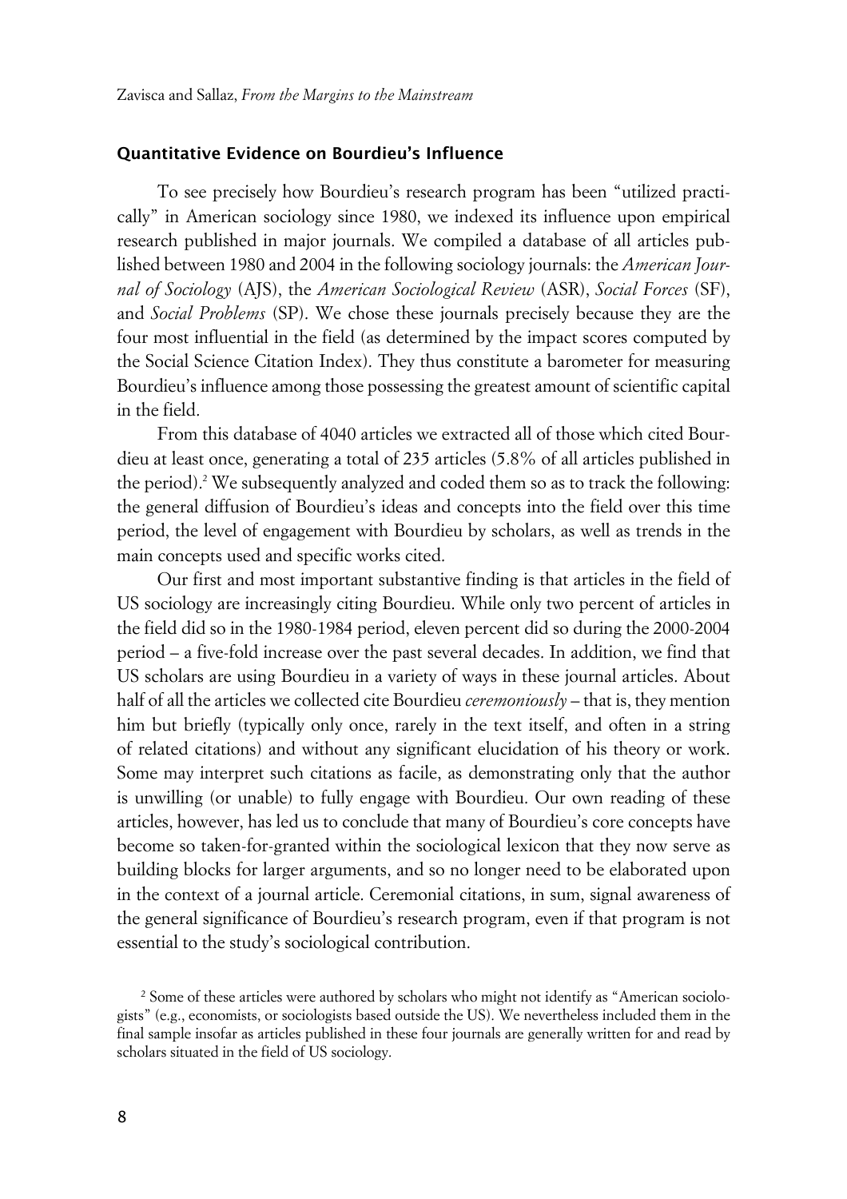## Quantitative Evidence on Bourdieu's Influence

To see precisely how Bourdieu's research program has been "utilized practically" in American sociology since 1980, we indexed its influence upon empirical research published in major journals. We compiled a database of all articles published between 1980 and 2004 in the following sociology journals: the *American Journal of Sociology* (AJS), the *American Sociological Review* (ASR), *Social Forces* (SF), and *Social Problems* (SP). We chose these journals precisely because they are the four most influential in the field (as determined by the impact scores computed by the Social Science Citation Index). They thus constitute a barometer for measuring Bourdieu's influence among those possessing the greatest amount of scientific capital in the field.

From this database of 4040 articles we extracted all of those which cited Bourdieu at least once, generating a total of 235 articles (5.8% of all articles published in the period).[2] We subsequently analyzed and coded them so as to track the following: the general diffusion of Bourdieu's ideas and concepts into the field over this time period, the level of engagement with Bourdieu by scholars, as well as trends in the main concepts used and specific works cited.

Our first and most important substantive finding is that articles in the field of US sociology are increasingly citing Bourdieu. While only two percent of articles in the field did so in the 1980-1984 period, eleven percent did so during the 2000-2004 period – a five-fold increase over the past several decades. In addition, we find that US scholars are using Bourdieu in a variety of ways in these journal articles. About half of all the articles we collected cite Bourdieu *ceremoniously* – that is, they mention him but briefly (typically only once, rarely in the text itself, and often in a string of related citations) and without any significant elucidation of his theory or work. Some may interpret such citations as facile, as demonstrating only that the author is unwilling (or unable) to fully engage with Bourdieu. Our own reading of these articles, however, has led us to conclude that many of Bourdieu's core concepts have become so taken-for-granted within the sociological lexicon that they now serve as building blocks for larger arguments, and so no longer need to be elaborated upon in the context of a journal article. Ceremonial citations, in sum, signal awareness of the general significance of Bourdieu's research program, even if that program is not essential to the study's sociological contribution.

[2] Some of these articles were authored by scholars who might not identify as "American sociologists" (e.g., economists, or sociologists based outside the US). We nevertheless included them in the final sample insofar as articles published in these four journals are generally written for and read by scholars situated in the field of US sociology.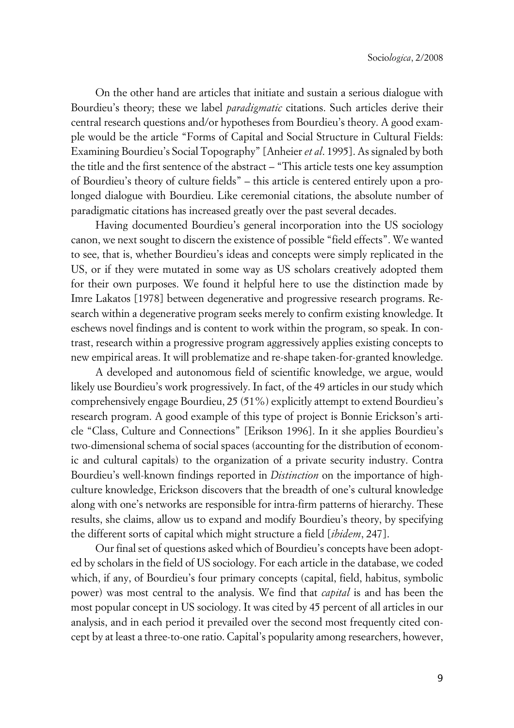On the other hand are articles that initiate and sustain a serious dialogue with Bourdieu's theory; these we label *paradigmatic* citations. Such articles derive their central research questions and/or hypotheses from Bourdieu's theory. A good example would be the article "Forms of Capital and Social Structure in Cultural Fields: Examining Bourdieu's Social Topography" [Anheier *et al*. 1995]. As signaled by both the title and the first sentence of the abstract – "This article tests one key assumption of Bourdieu's theory of culture fields" – this article is centered entirely upon a prolonged dialogue with Bourdieu. Like ceremonial citations, the absolute number of paradigmatic citations has increased greatly over the past several decades.

Having documented Bourdieu's general incorporation into the US sociology canon, we next sought to discern the existence of possible "field effects". We wanted to see, that is, whether Bourdieu's ideas and concepts were simply replicated in the US, or if they were mutated in some way as US scholars creatively adopted them for their own purposes. We found it helpful here to use the distinction made by Imre Lakatos [1978] between degenerative and progressive research programs. Research within a degenerative program seeks merely to confirm existing knowledge. It eschews novel findings and is content to work within the program, so speak. In contrast, research within a progressive program aggressively applies existing concepts to new empirical areas. It will problematize and re-shape taken-for-granted knowledge.

A developed and autonomous field of scientific knowledge, we argue, would likely use Bourdieu's work progressively. In fact, of the 49 articles in our study which comprehensively engage Bourdieu, 25 (51%) explicitly attempt to extend Bourdieu's research program. A good example of this type of project is Bonnie Erickson's article "Class, Culture and Connections" [Erikson 1996]. In it she applies Bourdieu's two-dimensional schema of social spaces (accounting for the distribution of economic and cultural capitals) to the organization of a private security industry. Contra Bourdieu's well-known findings reported in *Distinction* on the importance of high-culture knowledge, Erickson discovers that the breadth of one's cultural knowledge along with one's networks are responsible for intra-firm patterns of hierarchy. These results, she claims, allow us to expand and modify Bourdieu's theory, by specifying the different sorts of capital which might structure a field [*ibidem*, 247].

Our final set of questions asked which of Bourdieu's concepts have been adopted by scholars in the field of US sociology. For each article in the database, we coded which, if any, of Bourdieu's four primary concepts (capital, field, habitus, symbolic power) was most central to the analysis. We find that *capital* is and has been the most popular concept in US sociology. It was cited by 45 percent of all articles in our analysis, and in each period it prevailed over the second most frequently cited concept by at least a three-to-one ratio. Capital's popularity among researchers, however,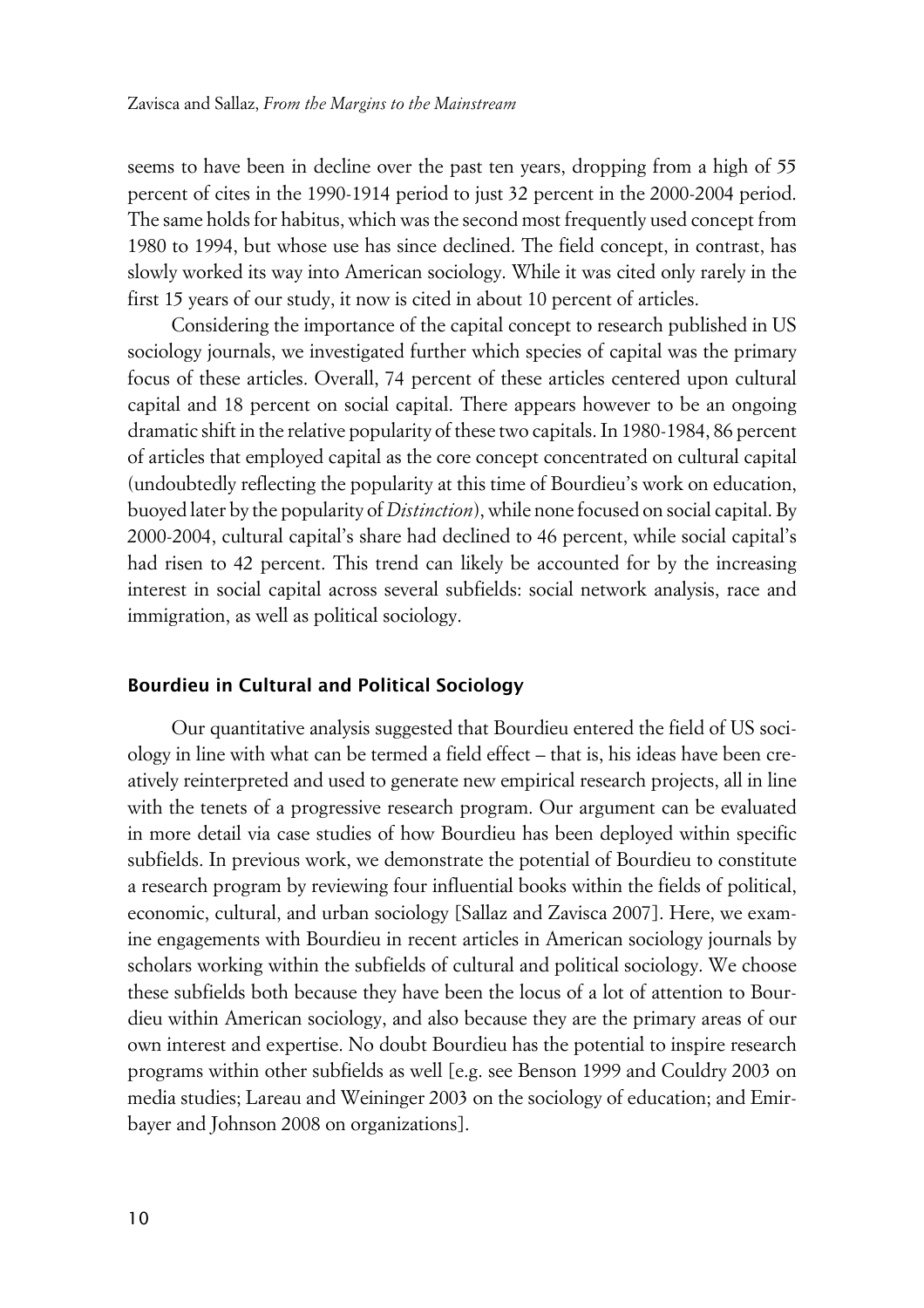seems to have been in decline over the past ten years, dropping from a high of 55 percent of cites in the 1990-1914 period to just 32 percent in the 2000-2004 period. The same holds for habitus, which was the second most frequently used concept from 1980 to 1994, but whose use has since declined. The field concept, in contrast, has slowly worked its way into American sociology. While it was cited only rarely in the first 15 years of our study, it now is cited in about 10 percent of articles.

Considering the importance of the capital concept to research published in US sociology journals, we investigated further which species of capital was the primary focus of these articles. Overall, 74 percent of these articles centered upon cultural capital and 18 percent on social capital. There appears however to be an ongoing dramatic shift in the relative popularity of these two capitals. In 1980-1984, 86 percent of articles that employed capital as the core concept concentrated on cultural capital (undoubtedly reflecting the popularity at this time of Bourdieu's work on education, buoyed later by the popularity of *Distinction*), while none focused on social capital. By 2000-2004, cultural capital's share had declined to 46 percent, while social capital's had risen to 42 percent. This trend can likely be accounted for by the increasing interest in social capital across several subfields: social network analysis, race and immigration, as well as political sociology.

## Bourdieu in Cultural and Political Sociology

Our quantitative analysis suggested that Bourdieu entered the field of US sociology in line with what can be termed a field effect – that is, his ideas have been creatively reinterpreted and used to generate new empirical research projects, all in line with the tenets of a progressive research program. Our argument can be evaluated in more detail via case studies of how Bourdieu has been deployed within specific subfields. In previous work, we demonstrate the potential of Bourdieu to constitute a research program by reviewing four influential books within the fields of political, economic, cultural, and urban sociology [Sallaz and Zavisca 2007]. Here, we examine engagements with Bourdieu in recent articles in American sociology journals by scholars working within the subfields of cultural and political sociology. We choose these subfields both because they have been the locus of a lot of attention to Bourdieu within American sociology, and also because they are the primary areas of our own interest and expertise. No doubt Bourdieu has the potential to inspire research programs within other subfields as well [e.g. see Benson 1999 and Couldry 2003 on media studies; Lareau and Weininger 2003 on the sociology of education; and Emirbayer and Johnson 2008 on organizations].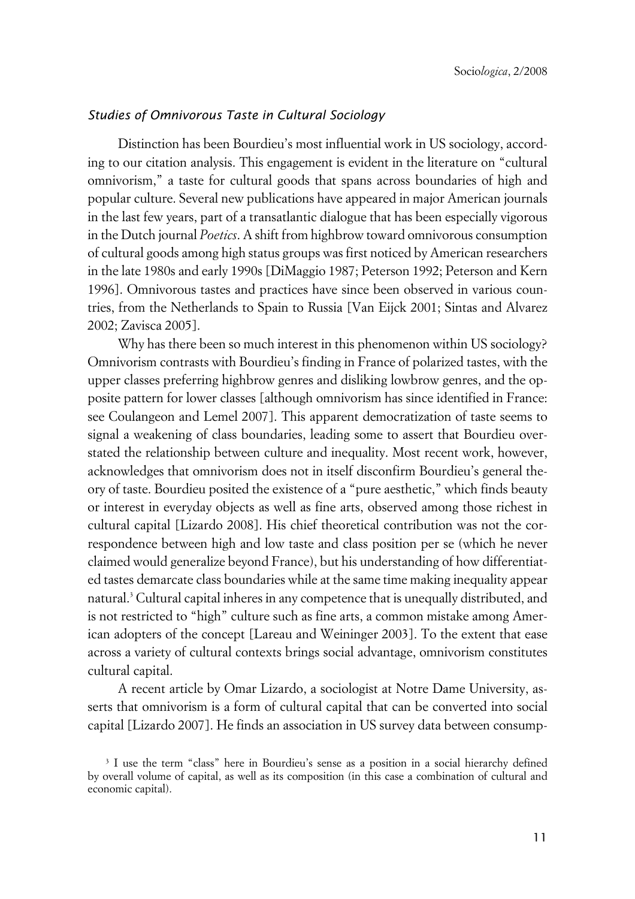### *Studies of Omnivorous Taste in Cultural Sociology*

Distinction has been Bourdieu's most influential work in US sociology, according to our citation analysis. This engagement is evident in the literature on "cultural omnivorism," a taste for cultural goods that spans across boundaries of high and popular culture. Several new publications have appeared in major American journals in the last few years, part of a transatlantic dialogue that has been especially vigorous in the Dutch journal *Poetics*. A shift from highbrow toward omnivorous consumption of cultural goods among high status groups was first noticed by American researchers in the late 1980s and early 1990s [DiMaggio 1987; Peterson 1992; Peterson and Kern 1996]. Omnivorous tastes and practices have since been observed in various countries, from the Netherlands to Spain to Russia [Van Eijck 2001; Sintas and Alvarez 2002; Zavisca 2005].

Why has there been so much interest in this phenomenon within US sociology? Omnivorism contrasts with Bourdieu's finding in France of polarized tastes, with the upper classes preferring highbrow genres and disliking lowbrow genres, and the opposite pattern for lower classes [although omnivorism has since identified in France: see Coulangeon and Lemel 2007]. This apparent democratization of taste seems to signal a weakening of class boundaries, leading some to assert that Bourdieu overstated the relationship between culture and inequality. Most recent work, however, acknowledges that omnivorism does not in itself disconfirm Bourdieu's general theory of taste. Bourdieu posited the existence of a "pure aesthetic," which finds beauty or interest in everyday objects as well as fine arts, observed among those richest in cultural capital [Lizardo 2008]. His chief theoretical contribution was not the correspondence between high and low taste and class position per se (which he never claimed would generalize beyond France), but his understanding of how differentiated tastes demarcate class boundaries while at the same time making inequality appear natural.[3] Cultural capital inheres in any competence that is unequally distributed, and is not restricted to "high" culture such as fine arts, a common mistake among American adopters of the concept [Lareau and Weininger 2003]. To the extent that ease across a variety of cultural contexts brings social advantage, omnivorism constitutes cultural capital.

A recent article by Omar Lizardo, a sociologist at Notre Dame University, asserts that omnivorism is a form of cultural capital that can be converted into social capital [Lizardo 2007]. He finds an association in US survey data between consump-

[3] I use the term "class" here in Bourdieu's sense as a position in a social hierarchy defined by overall volume of capital, as well as its composition (in this case a combination of cultural and economic capital).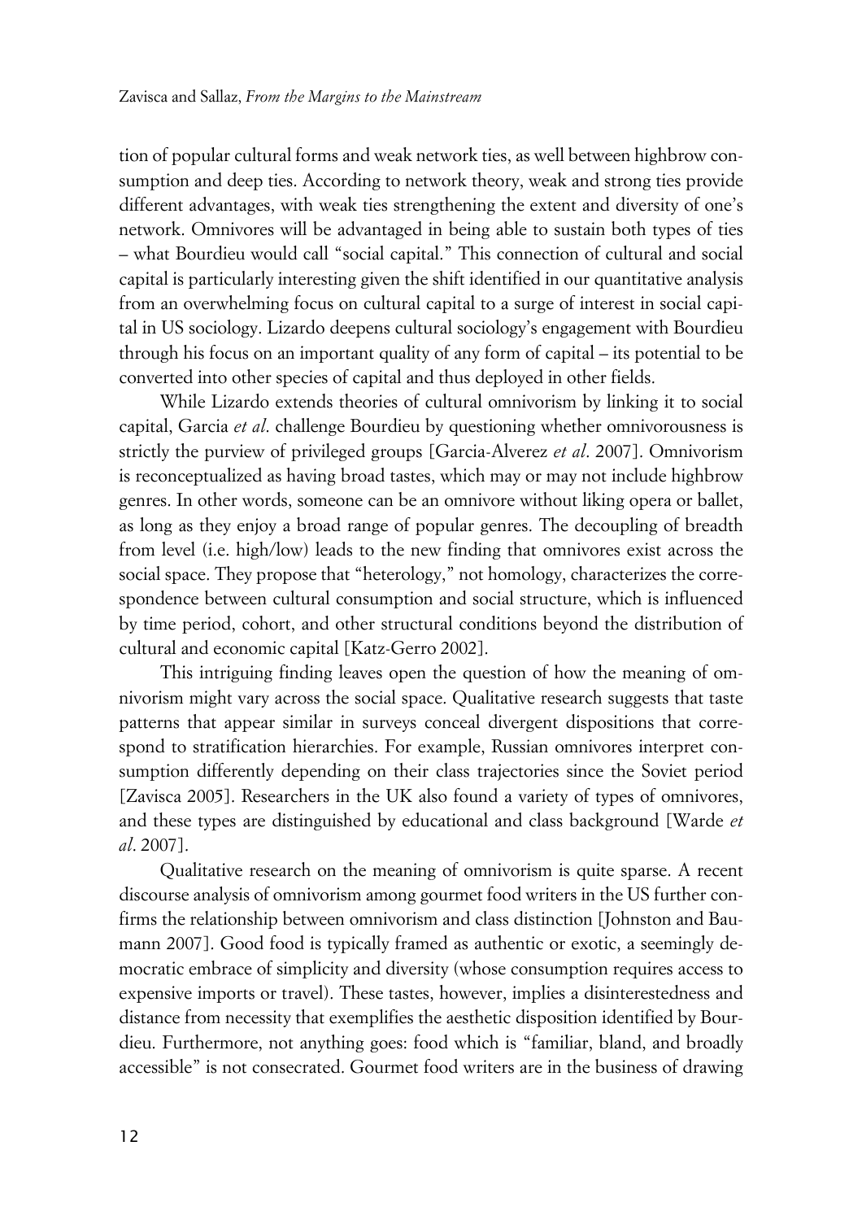tion of popular cultural forms and weak network ties, as well between highbrow consumption and deep ties. According to network theory, weak and strong ties provide different advantages, with weak ties strengthening the extent and diversity of one's network. Omnivores will be advantaged in being able to sustain both types of ties – what Bourdieu would call "social capital." This connection of cultural and social capital is particularly interesting given the shift identified in our quantitative analysis from an overwhelming focus on cultural capital to a surge of interest in social capital in US sociology. Lizardo deepens cultural sociology's engagement with Bourdieu through his focus on an important quality of any form of capital – its potential to be converted into other species of capital and thus deployed in other fields.

While Lizardo extends theories of cultural omnivorism by linking it to social capital, Garcia *et al*. challenge Bourdieu by questioning whether omnivorousness is strictly the purview of privileged groups [Garcia-Alverez *et al*. 2007]. Omnivorism is reconceptualized as having broad tastes, which may or may not include highbrow genres. In other words, someone can be an omnivore without liking opera or ballet, as long as they enjoy a broad range of popular genres. The decoupling of breadth from level (i.e. high/low) leads to the new finding that omnivores exist across the social space. They propose that "heterology," not homology, characterizes the correspondence between cultural consumption and social structure, which is influenced by time period, cohort, and other structural conditions beyond the distribution of cultural and economic capital [Katz-Gerro 2002].

This intriguing finding leaves open the question of how the meaning of omnivorism might vary across the social space. Qualitative research suggests that taste patterns that appear similar in surveys conceal divergent dispositions that correspond to stratification hierarchies. For example, Russian omnivores interpret consumption differently depending on their class trajectories since the Soviet period [Zavisca 2005]. Researchers in the UK also found a variety of types of omnivores, and these types are distinguished by educational and class background [Warde *et al*. 2007].

Qualitative research on the meaning of omnivorism is quite sparse. A recent discourse analysis of omnivorism among gourmet food writers in the US further confirms the relationship between omnivorism and class distinction [Johnston and Baumann 2007]. Good food is typically framed as authentic or exotic, a seemingly democratic embrace of simplicity and diversity (whose consumption requires access to expensive imports or travel). These tastes, however, implies a disinterestedness and distance from necessity that exemplifies the aesthetic disposition identified by Bourdieu. Furthermore, not anything goes: food which is "familiar, bland, and broadly accessible" is not consecrated. Gourmet food writers are in the business of drawing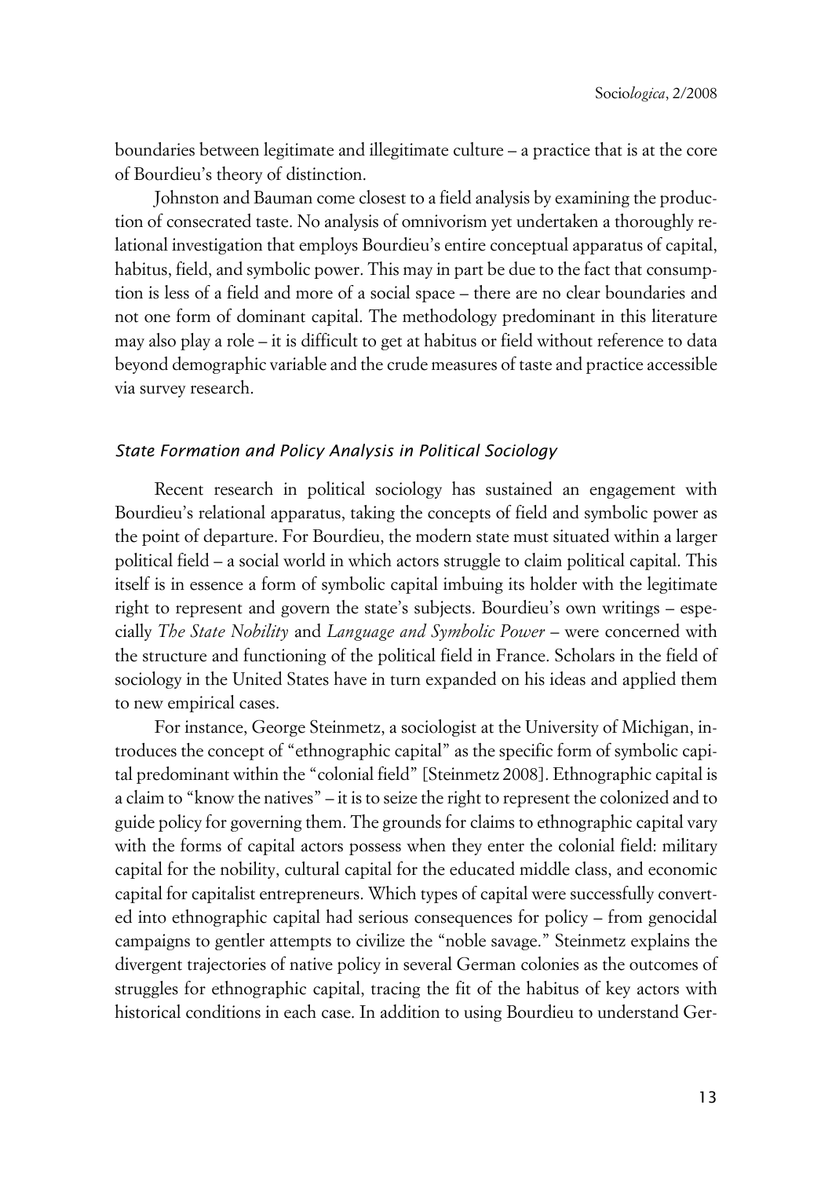boundaries between legitimate and illegitimate culture – a practice that is at the core of Bourdieu's theory of distinction.

Johnston and Bauman come closest to a field analysis by examining the production of consecrated taste. No analysis of omnivorism yet undertaken a thoroughly relational investigation that employs Bourdieu's entire conceptual apparatus of capital, habitus, field, and symbolic power. This may in part be due to the fact that consumption is less of a field and more of a social space – there are no clear boundaries and not one form of dominant capital. The methodology predominant in this literature may also play a role – it is difficult to get at habitus or field without reference to data beyond demographic variable and the crude measures of taste and practice accessible via survey research.

### *State Formation and Policy Analysis in Political Sociology*

Recent research in political sociology has sustained an engagement with Bourdieu's relational apparatus, taking the concepts of field and symbolic power as the point of departure. For Bourdieu, the modern state must situated within a larger political field – a social world in which actors struggle to claim political capital. This itself is in essence a form of symbolic capital imbuing its holder with the legitimate right to represent and govern the state's subjects. Bourdieu's own writings – especially *The State Nobility* and *Language and Symbolic Power* – were concerned with the structure and functioning of the political field in France. Scholars in the field of sociology in the United States have in turn expanded on his ideas and applied them to new empirical cases.

For instance, George Steinmetz, a sociologist at the University of Michigan, introduces the concept of "ethnographic capital" as the specific form of symbolic capital predominant within the "colonial field" [Steinmetz 2008]. Ethnographic capital is a claim to "know the natives" – it is to seize the right to represent the colonized and to guide policy for governing them. The grounds for claims to ethnographic capital vary with the forms of capital actors possess when they enter the colonial field: military capital for the nobility, cultural capital for the educated middle class, and economic capital for capitalist entrepreneurs. Which types of capital were successfully converted into ethnographic capital had serious consequences for policy – from genocidal campaigns to gentler attempts to civilize the "noble savage." Steinmetz explains the divergent trajectories of native policy in several German colonies as the outcomes of struggles for ethnographic capital, tracing the fit of the habitus of key actors with historical conditions in each case. In addition to using Bourdieu to understand Ger-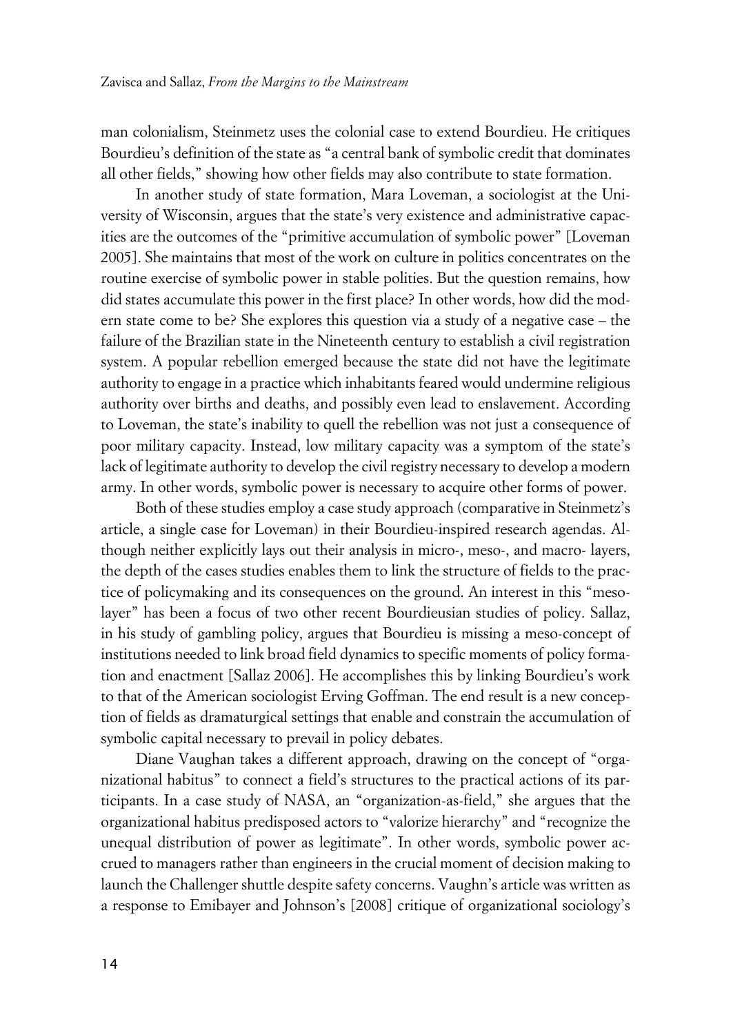man colonialism, Steinmetz uses the colonial case to extend Bourdieu. He critiques Bourdieu's definition of the state as "a central bank of symbolic credit that dominates all other fields," showing how other fields may also contribute to state formation.

In another study of state formation, Mara Loveman, a sociologist at the University of Wisconsin, argues that the state's very existence and administrative capacities are the outcomes of the "primitive accumulation of symbolic power" [Loveman 2005]. She maintains that most of the work on culture in politics concentrates on the routine exercise of symbolic power in stable polities. But the question remains, how did states accumulate this power in the first place? In other words, how did the modern state come to be? She explores this question via a study of a negative case – the failure of the Brazilian state in the Nineteenth century to establish a civil registration system. A popular rebellion emerged because the state did not have the legitimate authority to engage in a practice which inhabitants feared would undermine religious authority over births and deaths, and possibly even lead to enslavement. According to Loveman, the state's inability to quell the rebellion was not just a consequence of poor military capacity. Instead, low military capacity was a symptom of the state's lack of legitimate authority to develop the civil registry necessary to develop a modern army. In other words, symbolic power is necessary to acquire other forms of power.

Both of these studies employ a case study approach (comparative in Steinmetz's article, a single case for Loveman) in their Bourdieu-inspired research agendas. Although neither explicitly lays out their analysis in micro-, meso-, and macro- layers, the depth of the cases studies enables them to link the structure of fields to the practice of policymaking and its consequences on the ground. An interest in this "meso-layer" has been a focus of two other recent Bourdieusian studies of policy. Sallaz, in his study of gambling policy, argues that Bourdieu is missing a meso-concept of institutions needed to link broad field dynamics to specific moments of policy formation and enactment [Sallaz 2006]. He accomplishes this by linking Bourdieu's work to that of the American sociologist Erving Goffman. The end result is a new conception of fields as dramaturgical settings that enable and constrain the accumulation of symbolic capital necessary to prevail in policy debates.

Diane Vaughan takes a different approach, drawing on the concept of "organizational habitus" to connect a field's structures to the practical actions of its participants. In a case study of NASA, an "organization-as-field," she argues that the organizational habitus predisposed actors to "valorize hierarchy" and "recognize the unequal distribution of power as legitimate". In other words, symbolic power accrued to managers rather than engineers in the crucial moment of decision making to launch the Challenger shuttle despite safety concerns. Vaughn's article was written as a response to Emibayer and Johnson's [2008] critique of organizational sociology's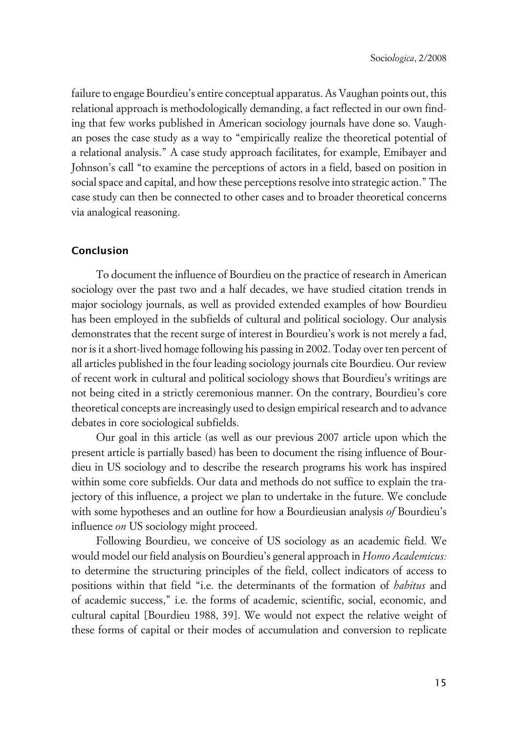failure to engage Bourdieu's entire conceptual apparatus. As Vaughan points out, this relational approach is methodologically demanding, a fact reflected in our own finding that few works published in American sociology journals have done so. Vaughan poses the case study as a way to "empirically realize the theoretical potential of a relational analysis." A case study approach facilitates, for example, Emibayer and Johnson's call "to examine the perceptions of actors in a field, based on position in social space and capital, and how these perceptions resolve into strategic action." The case study can then be connected to other cases and to broader theoretical concerns via analogical reasoning.

## Conclusion

To document the influence of Bourdieu on the practice of research in American sociology over the past two and a half decades, we have studied citation trends in major sociology journals, as well as provided extended examples of how Bourdieu has been employed in the subfields of cultural and political sociology. Our analysis demonstrates that the recent surge of interest in Bourdieu's work is not merely a fad, nor is it a short-lived homage following his passing in 2002. Today over ten percent of all articles published in the four leading sociology journals cite Bourdieu. Our review of recent work in cultural and political sociology shows that Bourdieu's writings are not being cited in a strictly ceremonious manner. On the contrary, Bourdieu's core theoretical concepts are increasingly used to design empirical research and to advance debates in core sociological subfields.

Our goal in this article (as well as our previous 2007 article upon which the present article is partially based) has been to document the rising influence of Bourdieu in US sociology and to describe the research programs his work has inspired within some core subfields. Our data and methods do not suffice to explain the trajectory of this influence, a project we plan to undertake in the future. We conclude with some hypotheses and an outline for how a Bourdieusian analysis *of* Bourdieu's influence *on* US sociology might proceed.

Following Bourdieu, we conceive of US sociology as an academic field. We would model our field analysis on Bourdieu's general approach in *Homo Academicus:* to determine the structuring principles of the field, collect indicators of access to positions within that field "i.e. the determinants of the formation of *habitus* and of academic success," i.e. the forms of academic, scientific, social, economic, and cultural capital [Bourdieu 1988, 39]. We would not expect the relative weight of these forms of capital or their modes of accumulation and conversion to replicate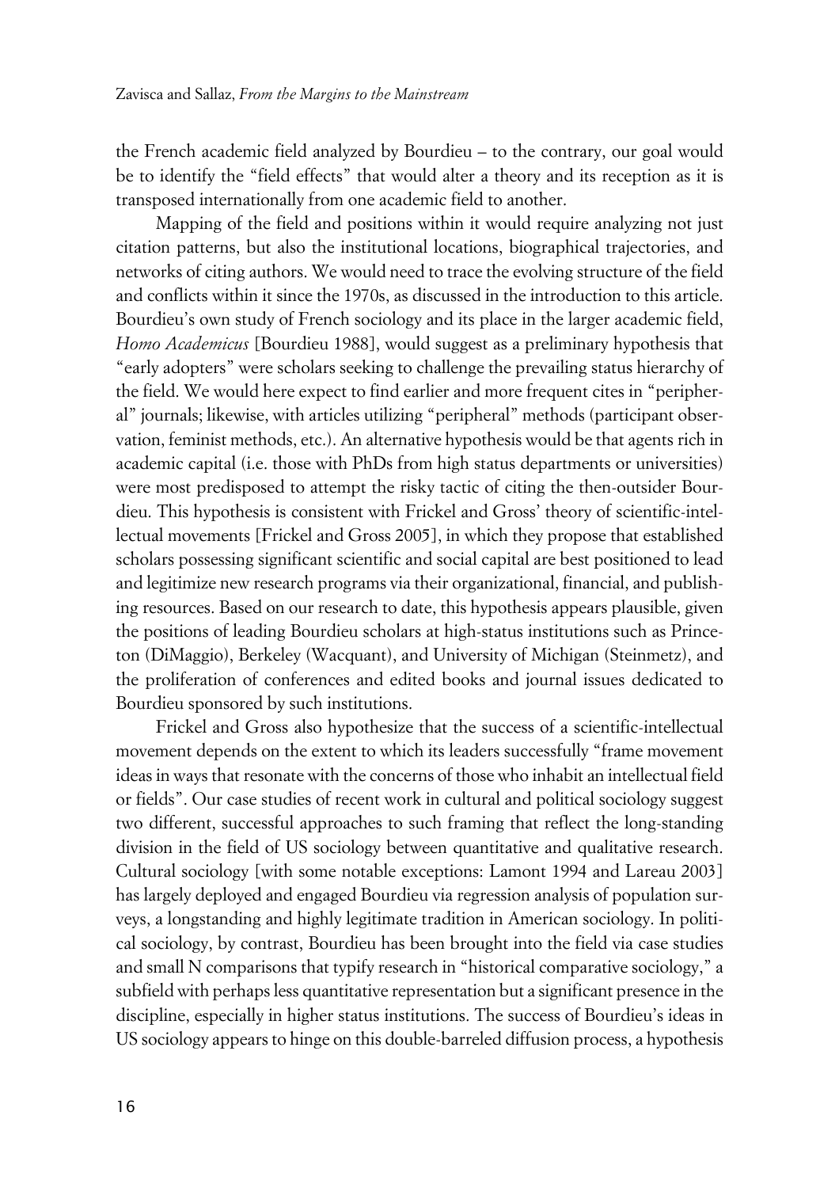the French academic field analyzed by Bourdieu – to the contrary, our goal would be to identify the "field effects" that would alter a theory and its reception as it is transposed internationally from one academic field to another.

Mapping of the field and positions within it would require analyzing not just citation patterns, but also the institutional locations, biographical trajectories, and networks of citing authors. We would need to trace the evolving structure of the field and conflicts within it since the 1970s, as discussed in the introduction to this article. Bourdieu's own study of French sociology and its place in the larger academic field, *Homo Academicus* [Bourdieu 1988], would suggest as a preliminary hypothesis that "early adopters" were scholars seeking to challenge the prevailing status hierarchy of the field. We would here expect to find earlier and more frequent cites in "peripheral" journals; likewise, with articles utilizing "peripheral" methods (participant observation, feminist methods, etc.). An alternative hypothesis would be that agents rich in academic capital (i.e. those with PhDs from high status departments or universities) were most predisposed to attempt the risky tactic of citing the then-outsider Bourdieu. This hypothesis is consistent with Frickel and Gross' theory of scientific-intellectual movements [Frickel and Gross 2005], in which they propose that established scholars possessing significant scientific and social capital are best positioned to lead and legitimize new research programs via their organizational, financial, and publishing resources. Based on our research to date, this hypothesis appears plausible, given the positions of leading Bourdieu scholars at high-status institutions such as Princeton (DiMaggio), Berkeley (Wacquant), and University of Michigan (Steinmetz), and the proliferation of conferences and edited books and journal issues dedicated to Bourdieu sponsored by such institutions.

Frickel and Gross also hypothesize that the success of a scientific-intellectual movement depends on the extent to which its leaders successfully "frame movement ideas in ways that resonate with the concerns of those who inhabit an intellectual field or fields". Our case studies of recent work in cultural and political sociology suggest two different, successful approaches to such framing that reflect the long-standing division in the field of US sociology between quantitative and qualitative research. Cultural sociology [with some notable exceptions: Lamont 1994 and Lareau 2003] has largely deployed and engaged Bourdieu via regression analysis of population surveys, a longstanding and highly legitimate tradition in American sociology. In political sociology, by contrast, Bourdieu has been brought into the field via case studies and small N comparisons that typify research in "historical comparative sociology," a subfield with perhaps less quantitative representation but a significant presence in the discipline, especially in higher status institutions. The success of Bourdieu's ideas in US sociology appears to hinge on this double-barreled diffusion process, a hypothesis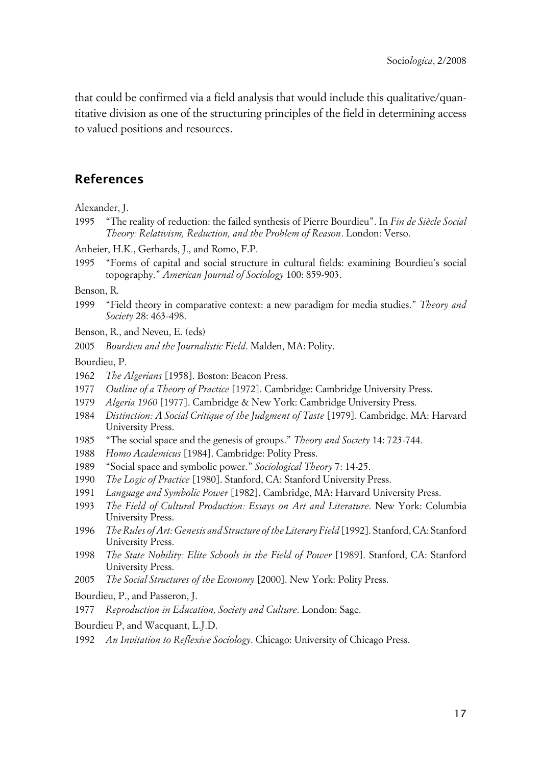that could be confirmed via a field analysis that would include this qualitative/quantitative division as one of the structuring principles of the field in determining access to valued positions and resources.

## References

Alexander, J.

1995 "The reality of reduction: the failed synthesis of Pierre Bourdieu". In *Fin de Siècle Social Theory: Relativism, Reduction, and the Problem of Reason*. London: Verso.

Anheier, H.K., Gerhards, J., and Romo, F.P.

1995 "Forms of capital and social structure in cultural fields: examining Bourdieu's social topography." *American Journal of Sociology* 100: 859-903.

Benson, R.

1999 "Field theory in comparative context: a new paradigm for media studies." *Theory and Society* 28: 463-498.

Benson, R., and Neveu, E. (eds)

2005 *Bourdieu and the Journalistic Field*. Malden, MA: Polity.

Bourdieu, P.

1962 *The Algerians* [1958]. Boston: Beacon Press.

1977 *Outline of a Theory of Practice* [1972]. Cambridge: Cambridge University Press.

1979 *Algeria 1960* [1977]. Cambridge & New York: Cambridge University Press.

1984 *Distinction: A Social Critique of the Judgment of Taste* [1979]. Cambridge, MA: Harvard University Press.

1985 "The social space and the genesis of groups." *Theory and Society* 14: 723-744.

1988 *Homo Academicus* [1984]. Cambridge: Polity Press.

1989 "Social space and symbolic power." *Sociological Theory* 7: 14-25.

1990 *The Logic of Practice* [1980]. Stanford, CA: Stanford University Press.

1991 *Language and Symbolic Power* [1982]. Cambridge, MA: Harvard University Press.

1993 *The Field of Cultural Production: Essays on Art and Literature*. New York: Columbia University Press.

1996 *The Rules of Art: Genesis and Structure of the Literary Field* [1992]. Stanford, CA: Stanford University Press.

1998 *The State Nobility: Elite Schools in the Field of Power* [1989]. Stanford, CA: Stanford University Press.

2005 *The Social Structures of the Economy* [2000]. New York: Polity Press.

Bourdieu, P., and Passeron, J.

1977 *Reproduction in Education, Society and Culture*. London: Sage.

Bourdieu P, and Wacquant, L.J.D.

1992 *An Invitation to Reflexive Sociology*. Chicago: University of Chicago Press.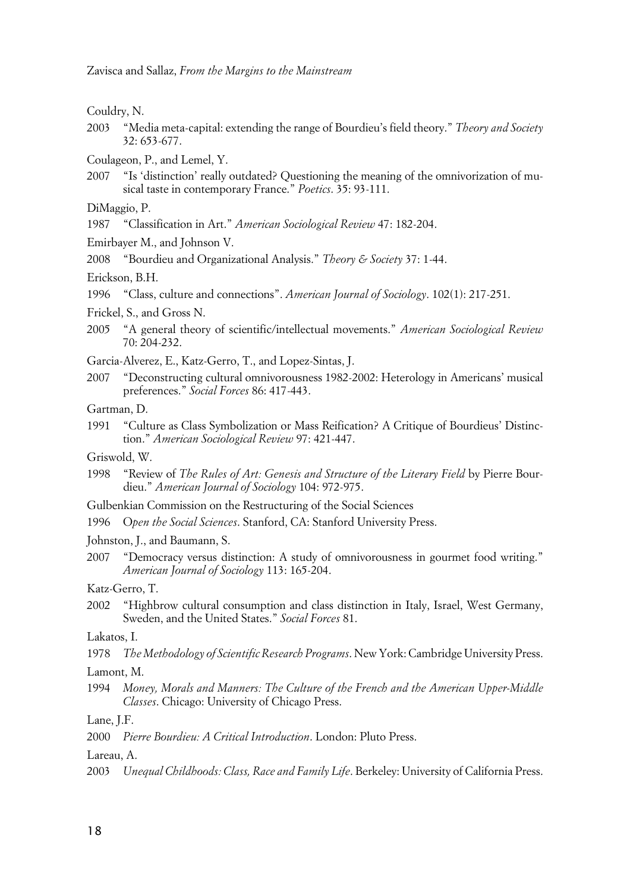Couldry, N.

2003 "Media meta-capital: extending the range of Bourdieu's field theory." *Theory and Society* 32: 653-677.

Coulageon, P., and Lemel, Y.

2007 "Is 'distinction' really outdated? Questioning the meaning of the omnivorization of musical taste in contemporary France." *Poetics*. 35: 93-111.

DiMaggio, P.

1987 "Classification in Art." *American Sociological Review* 47: 182-204.

Emirbayer M., and Johnson V.

2008 "Bourdieu and Organizational Analysis." *Theory & Society* 37: 1-44.

Erickson, B.H.

1996 "Class, culture and connections". *American Journal of Sociology*. 102(1): 217-251.

Frickel, S., and Gross N.

2005 "A general theory of scientific/intellectual movements." *American Sociological Review* 70: 204-232.

Garcia-Alverez, E., Katz-Gerro, T., and Lopez-Sintas, J.

2007 "Deconstructing cultural omnivorousness 1982-2002: Heterology in Americans' musical preferences." *Social Forces* 86: 417-443.

Gartman, D.

1991 "Culture as Class Symbolization or Mass Reification? A Critique of Bourdieus' Distinction." *American Sociological Review* 97: 421-447.

Griswold, W.

1998 "Review of *The Rules of Art: Genesis and Structure of the Literary Field* by Pierre Bourdieu." *American Journal of Sociology* 104: 972-975.

Gulbenkian Commission on the Restructuring of the Social Sciences

1996 O*pen the Social Sciences*. Stanford, CA: Stanford University Press.

Johnston, J., and Baumann, S.

2007 "Democracy versus distinction: A study of omnivorousness in gourmet food writing." *American Journal of Sociology* 113: 165-204.

Katz-Gerro, T.

2002 "Highbrow cultural consumption and class distinction in Italy, Israel, West Germany, Sweden, and the United States." *Social Forces* 81.

Lakatos, I.

1978 *The Methodology of Scientific Research Programs*. New York: Cambridge University Press.

Lamont, M.

1994 *Money, Morals and Manners: The Culture of the French and the American Upper-Middle Classes*. Chicago: University of Chicago Press.

Lane, J.F.

2000 *Pierre Bourdieu: A Critical Introduction*. London: Pluto Press.

Lareau, A.

2003 *Unequal Childhoods: Class, Race and Family Life*. Berkeley: University of California Press.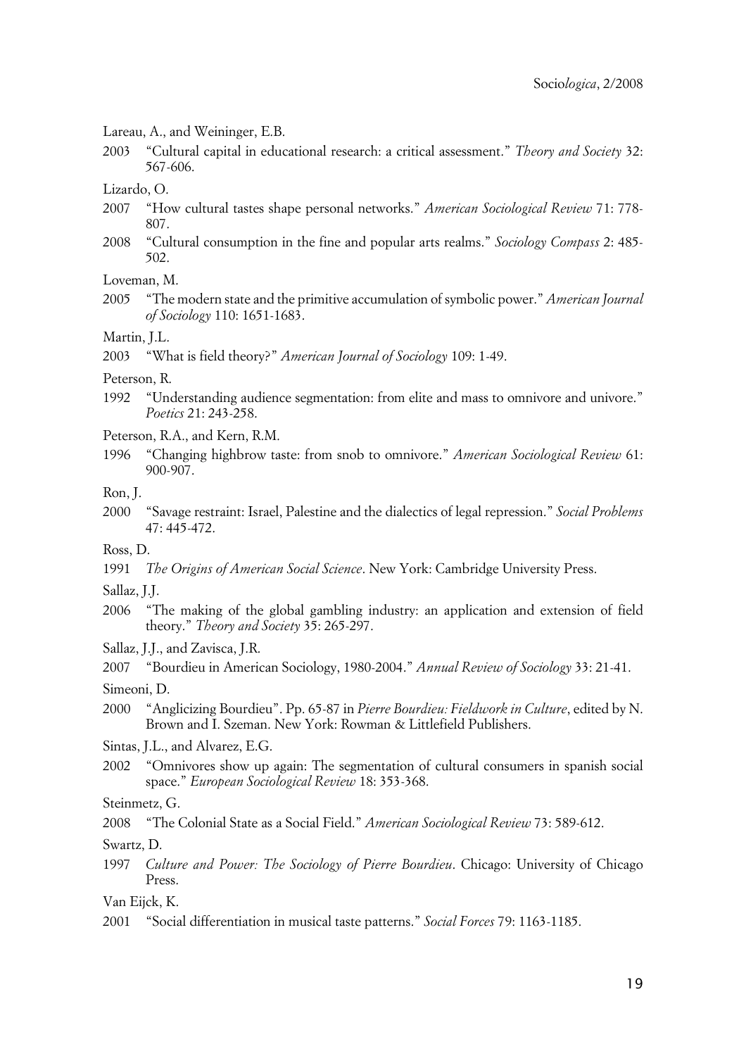Lareau, A., and Weininger, E.B.

2003 "Cultural capital in educational research: a critical assessment." *Theory and Society* 32: 567-606.

Lizardo, O.

2007 "How cultural tastes shape personal networks." *American Sociological Review* 71: 778-807.

2008 "Cultural consumption in the fine and popular arts realms." *Sociology Compass* 2: 485-502.

Loveman, M.

2005 "The modern state and the primitive accumulation of symbolic power." *American Journal of Sociology* 110: 1651-1683.

Martin, J.L.

2003 "What is field theory?" *American Journal of Sociology* 109: 1-49.

Peterson, R.

1992 "Understanding audience segmentation: from elite and mass to omnivore and univore." *Poetics* 21: 243-258.

Peterson, R.A., and Kern, R.M.

1996 "Changing highbrow taste: from snob to omnivore." *American Sociological Review* 61: 900-907.

Ron, J.

2000 "Savage restraint: Israel, Palestine and the dialectics of legal repression." *Social Problems* 47: 445-472.

Ross, D.

1991 *The Origins of American Social Science*. New York: Cambridge University Press.

Sallaz, J.J.

2006 "The making of the global gambling industry: an application and extension of field theory." *Theory and Society* 35: 265-297.

Sallaz, J.J., and Zavisca, J.R.

2007 "Bourdieu in American Sociology, 1980-2004." *Annual Review of Sociology* 33: 21-41.

Simeoni, D.

2000 "Anglicizing Bourdieu". Pp. 65-87 in *Pierre Bourdieu: Fieldwork in Culture*, edited by N. Brown and I. Szeman. New York: Rowman & Littlefield Publishers.

Sintas, J.L., and Alvarez, E.G.

2002 "Omnivores show up again: The segmentation of cultural consumers in spanish social space." *European Sociological Review* 18: 353-368.

Steinmetz, G.

2008 "The Colonial State as a Social Field." *American Sociological Review* 73: 589-612.

Swartz, D.

1997 *Culture and Power: The Sociology of Pierre Bourdieu*. Chicago: University of Chicago Press.

Van Eijck, K.

2001 "Social differentiation in musical taste patterns." *Social Forces* 79: 1163-1185.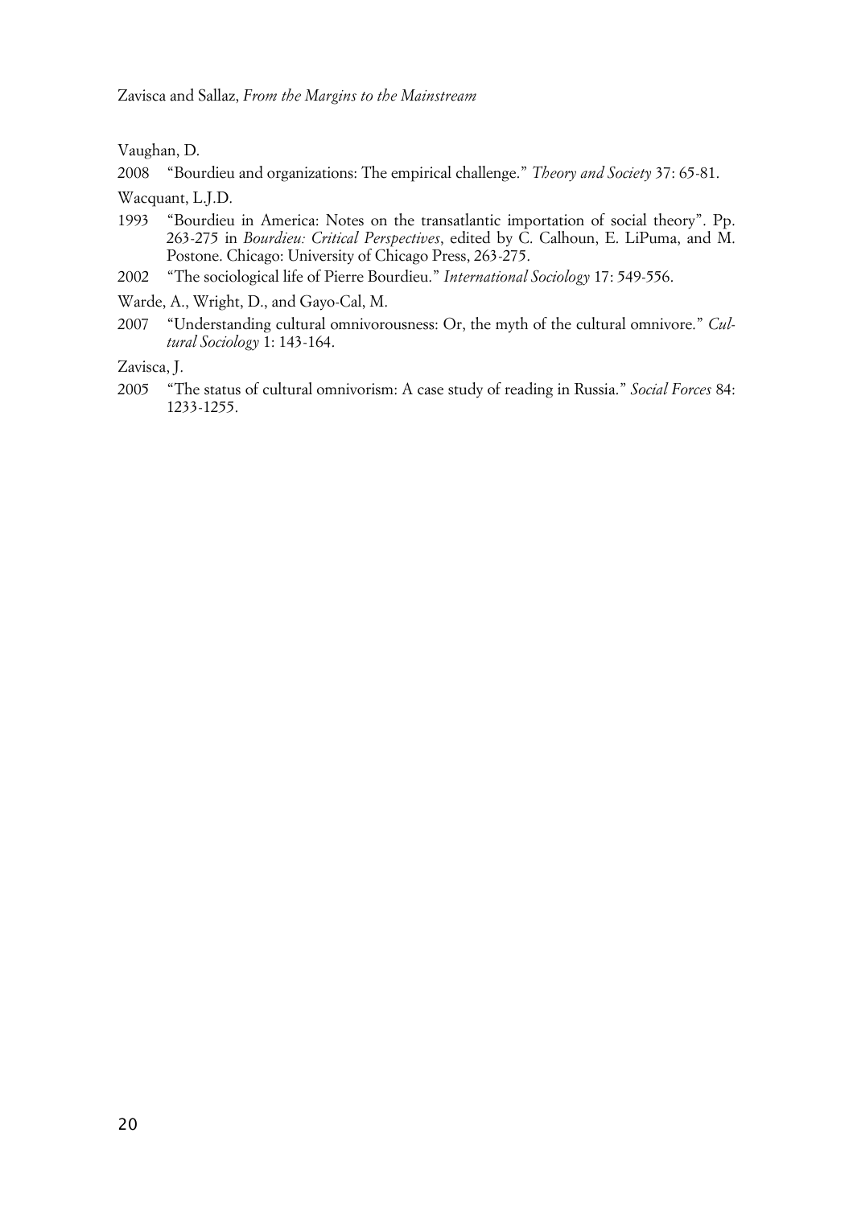Vaughan, D.

2008 "Bourdieu and organizations: The empirical challenge." *Theory and Society* 37: 65-81.

Wacquant, L.J.D.

1993 "Bourdieu in America: Notes on the transatlantic importation of social theory". Pp. 263-275 in *Bourdieu: Critical Perspectives*, edited by C. Calhoun, E. LiPuma, and M. Postone. Chicago: University of Chicago Press, 263-275.

2002 "The sociological life of Pierre Bourdieu." *International Sociology* 17: 549-556.

Warde, A., Wright, D., and Gayo-Cal, M.

2007 "Understanding cultural omnivorousness: Or, the myth of the cultural omnivore." *Cultural Sociology* 1: 143-164.

Zavisca, J.

2005 "The status of cultural omnivorism: A case study of reading in Russia." *Social Forces* 84: 1233-1255.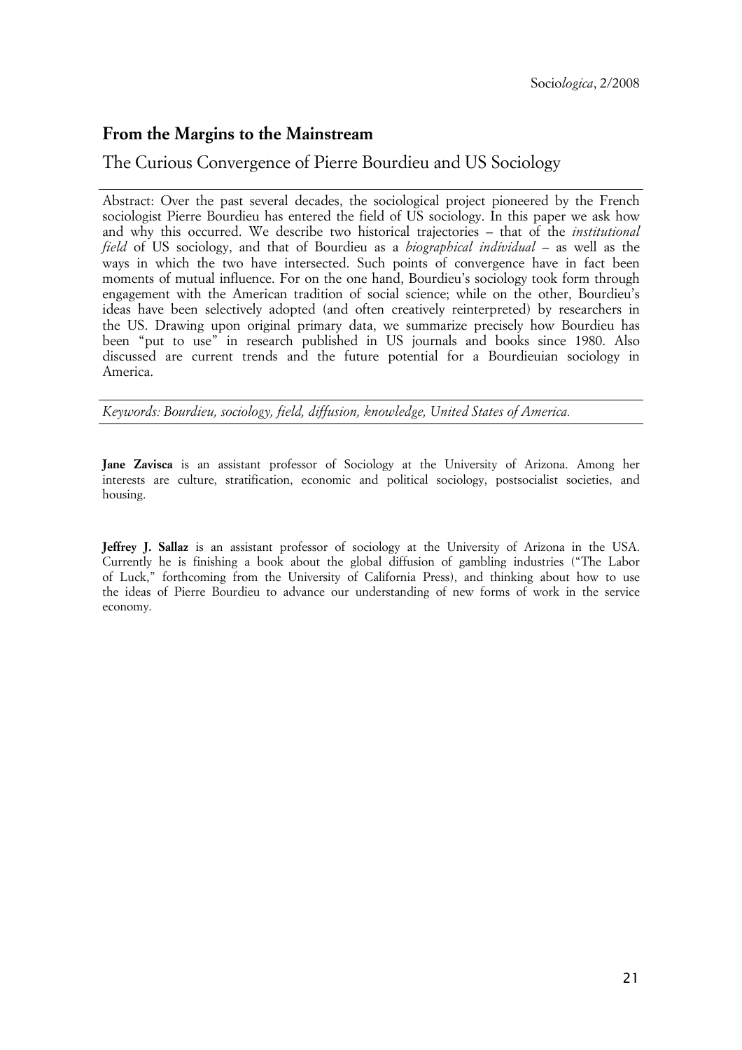## From the Margins to the Mainstream

The Curious Convergence of Pierre Bourdieu and US Sociology

Abstract: Over the past several decades, the sociological project pioneered by the French sociologist Pierre Bourdieu has entered the field of US sociology. In this paper we ask how and why this occurred. We describe two historical trajectories – that of the *institutional field* of US sociology, and that of Bourdieu as a *biographical individual* – as well as the ways in which the two have intersected. Such points of convergence have in fact been moments of mutual influence. For on the one hand, Bourdieu's sociology took form through engagement with the American tradition of social science; while on the other, Bourdieu's ideas have been selectively adopted (and often creatively reinterpreted) by researchers in the US. Drawing upon original primary data, we summarize precisely how Bourdieu has been "put to use" in research published in US journals and books since 1980. Also discussed are current trends and the future potential for a Bourdieuian sociology in America.

*Keywords: Bourdieu, sociology, field, diffusion, knowledge, United States of America.*

**Jane Zavisca** is an assistant professor of Sociology at the University of Arizona. Among her interests are culture, stratification, economic and political sociology, postsocialist societies, and housing.

**Jeffrey J. Sallaz** is an assistant professor of sociology at the University of Arizona in the USA. Currently he is finishing a book about the global diffusion of gambling industries ("The Labor of Luck," forthcoming from the University of California Press), and thinking about how to use the ideas of Pierre Bourdieu to advance our understanding of new forms of work in the service economy.